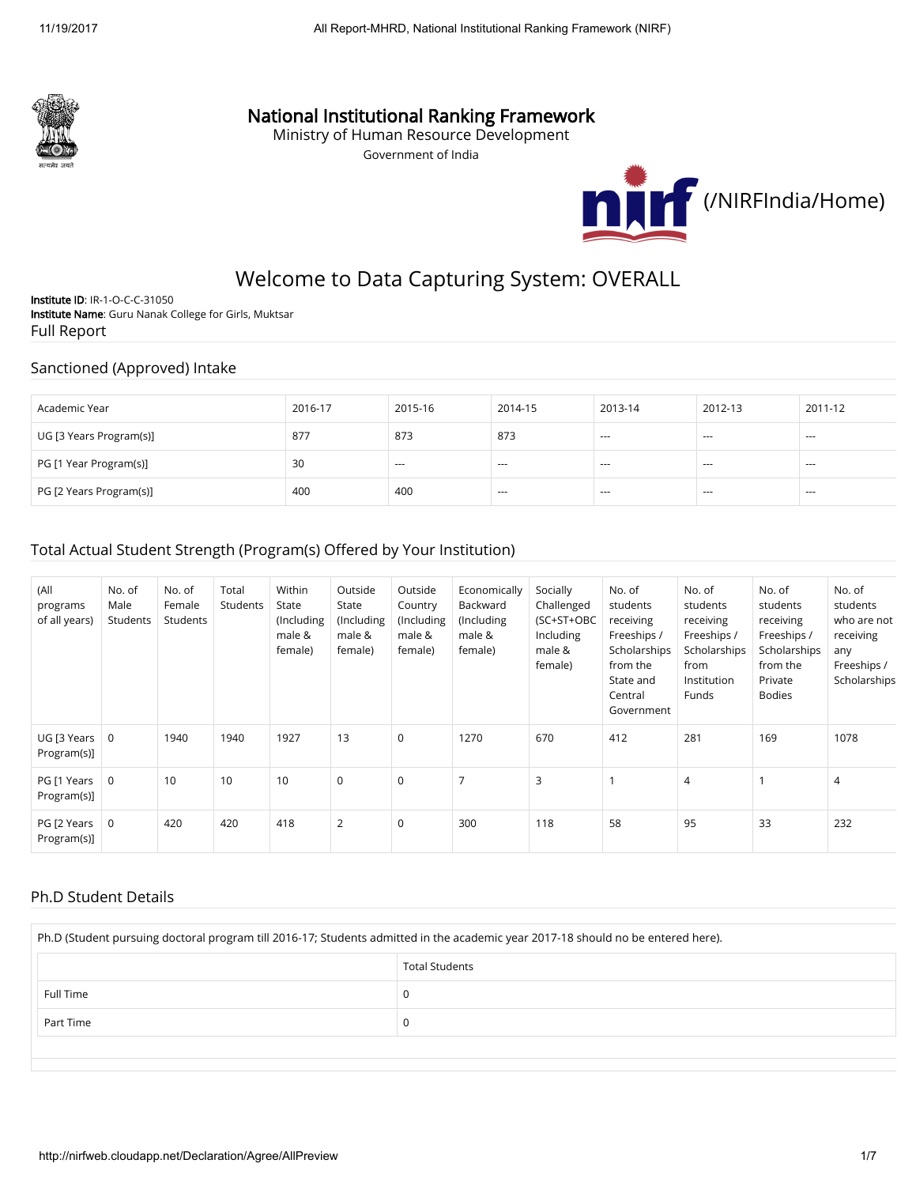# National Institutional Ranking Framework

Ministry of Human Resource Development

Government of India

(/NIRFIndia/Home)

## Welcome to Data Capturing System: OVERALL

**Institute ID**: IR-1-O-C-C-31050
**Institute Name**: Guru Nanak College for Girls, Muktsar

Full Report

### Sanctioned (Approved) Intake

| Academic Year | 2016-17 | 2015-16 | 2014-15 | 2013-14 | 2012-13 | 2011-12 |
|---|---|---|---|---|---|---|
| UG [3 Years Program(s)] | 877 | 873 | 873 | --- | --- | --- |
| PG [1 Year Program(s)] | 30 | --- | --- | --- | --- | --- |
| PG [2 Years Program(s)] | 400 | 400 | --- | --- | --- | --- |

### Total Actual Student Strength (Program(s) Offered by Your Institution)

| (All programs of all years) | No. of Male Students | No. of Female Students | Total Students | Within State (Including male & female) | Outside State (Including male & female) | Outside Country (Including male & female) | Economically Backward (Including male & female) | Socially Challenged (SC+ST+OBC Including male & female) | No. of students receiving Freeships / Scholarships from the State and Central Government | No. of students receiving Freeships / Scholarships from Institution Funds | No. of students receiving Freeships / Scholarships from the Private Bodies | No. of students who are not receiving any Freeships / Scholarships |
|---|---|---|---|---|---|---|---|---|---|---|---|---|
| UG [3 Years Program(s)] | 0 | 1940 | 1940 | 1927 | 13 | 0 | 1270 | 670 | 412 | 281 | 169 | 1078 |
| PG [1 Years Program(s)] | 0 | 10 | 10 | 10 | 0 | 0 | 7 | 3 | 1 | 4 | 1 | 4 |
| PG [2 Years Program(s)] | 0 | 420 | 420 | 418 | 2 | 0 | 300 | 118 | 58 | 95 | 33 | 232 |

### Ph.D Student Details

Ph.D (Student pursuing doctoral program till 2016-17; Students admitted in the academic year 2017-18 should no be entered here).

| | Total Students |
|---|---|
| Full Time | 0 |
| Part Time | 0 |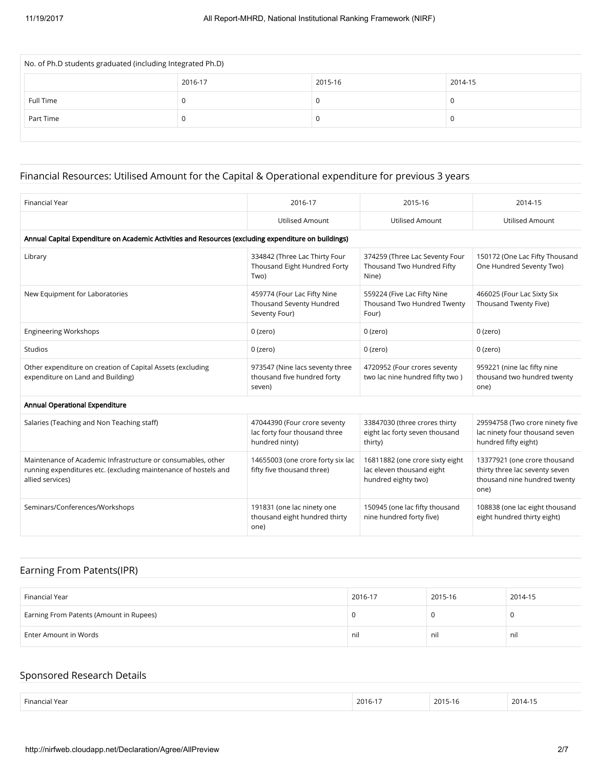| No. of Ph.D students graduated (including Integrated Ph.D) | | | |
|---|---|---|---|
| | 2016-17 | 2015-16 | 2014-15 |
| Full Time | 0 | 0 | 0 |
| Part Time | 0 | 0 | 0 |

## Financial Resources: Utilised Amount for the Capital & Operational expenditure for previous 3 years

| Financial Year | 2016-17 | 2015-16 | 2014-15 |
|---|---|---|---|
| | Utilised Amount | Utilised Amount | Utilised Amount |
| **Annual Capital Expenditure on Academic Activities and Resources (excluding expenditure on buildings)** | | | |
| Library | 334842 (Three Lac Thirty Four Thousand Eight Hundred Forty Two) | 374259 (Three Lac Seventy Four Thousand Two Hundred Fifty Nine) | 150172 (One Lac Fifty Thousand One Hundred Seventy Two) |
| New Equipment for Laboratories | 459774 (Four Lac Fifty Nine Thousand Seventy Hundred Seventy Four) | 559224 (Five Lac Fifty Nine Thousand Two Hundred Twenty Four) | 466025 (Four Lac Sixty Six Thousand Twenty Five) |
| Engineering Workshops | 0 (zero) | 0 (zero) | 0 (zero) |
| Studios | 0 (zero) | 0 (zero) | 0 (zero) |
| Other expenditure on creation of Capital Assets (excluding expenditure on Land and Building) | 973547 (Nine lacs seventy three thousand five hundred forty seven) | 4720952 (Four crores seventy two lac nine hundred fifty two ) | 959221 (nine lac fifty nine thousand two hundred twenty one) |
| **Annual Operational Expenditure** | | | |
| Salaries (Teaching and Non Teaching staff) | 47044390 (Four crore seventy lac forty four thousand three hundred ninty) | 33847030 (three crores thirty eight lac forty seven thousand thirty) | 29594758 (Two crore ninety five lac ninety four thousand seven hundred fifty eight) |
| Maintenance of Academic Infrastructure or consumables, other running expenditures etc. (excluding maintenance of hostels and allied services) | 14655003 (one crore forty six lac fifty five thousand three) | 16811882 (one crore sixty eight lac eleven thousand eight hundred eighty two) | 13377921 (one crore thousand thirty three lac seventy seven thousand nine hundred twenty one) |
| Seminars/Conferences/Workshops | 191831 (one lac ninety one thousand eight hundred thirty one) | 150945 (one lac fifty thousand nine hundred forty five) | 108838 (one lac eight thousand eight hundred thirty eight) |

## Earning From Patents(IPR)

| Financial Year | 2016-17 | 2015-16 | 2014-15 |
|---|---|---|---|
| Earning From Patents (Amount in Rupees) | 0 | 0 | 0 |
| Enter Amount in Words | nil | nil | nil |

## Sponsored Research Details

| Financial Year | 2016-17 | 2015-16 | 2014-15 |
|---|---|---|---|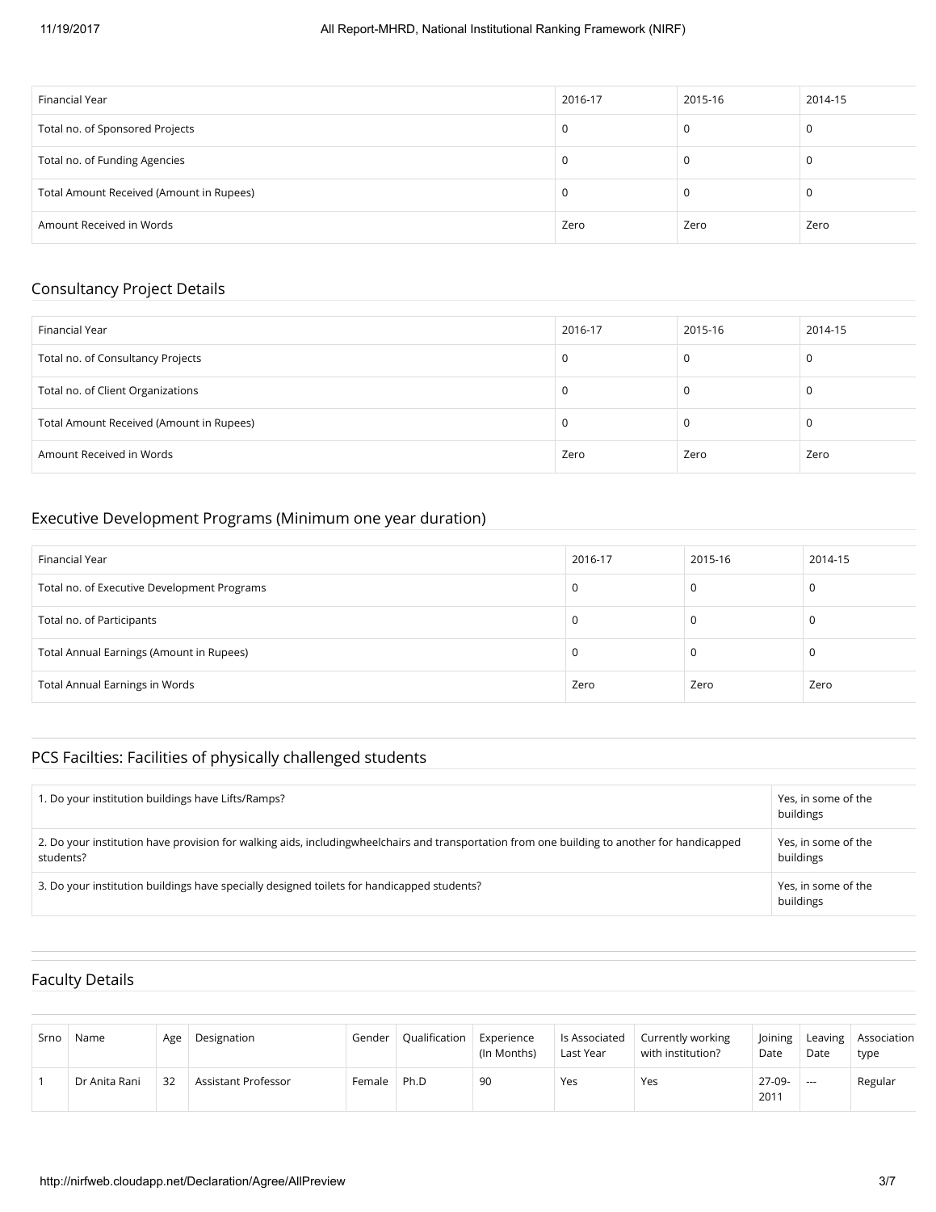| Financial Year | 2016-17 | 2015-16 | 2014-15 |
| --- | --- | --- | --- |
| Total no. of Sponsored Projects | 0 | 0 | 0 |
| Total no. of Funding Agencies | 0 | 0 | 0 |
| Total Amount Received (Amount in Rupees) | 0 | 0 | 0 |
| Amount Received in Words | Zero | Zero | Zero |

## Consultancy Project Details

| Financial Year | 2016-17 | 2015-16 | 2014-15 |
| --- | --- | --- | --- |
| Total no. of Consultancy Projects | 0 | 0 | 0 |
| Total no. of Client Organizations | 0 | 0 | 0 |
| Total Amount Received (Amount in Rupees) | 0 | 0 | 0 |
| Amount Received in Words | Zero | Zero | Zero |

## Executive Development Programs (Minimum one year duration)

| Financial Year | 2016-17 | 2015-16 | 2014-15 |
| --- | --- | --- | --- |
| Total no. of Executive Development Programs | 0 | 0 | 0 |
| Total no. of Participants | 0 | 0 | 0 |
| Total Annual Earnings (Amount in Rupees) | 0 | 0 | 0 |
| Total Annual Earnings in Words | Zero | Zero | Zero |

## PCS Facilties: Facilities of physically challenged students

| | |
| --- | --- |
| 1. Do your institution buildings have Lifts/Ramps? | Yes, in some of the buildings |
| 2. Do your institution have provision for walking aids, includingwheelchairs and transportation from one building to another for handicapped students? | Yes, in some of the buildings |
| 3. Do your institution buildings have specially designed toilets for handicapped students? | Yes, in some of the buildings |

## Faculty Details

| Srno | Name | Age | Designation | Gender | Qualification | Experience (In Months) | Is Associated Last Year | Currently working with institution? | Joining Date | Leaving Date | Association type |
| --- | --- | --- | --- | --- | --- | --- | --- | --- | --- | --- | --- |
| 1 | Dr Anita Rani | 32 | Assistant Professor | Female | Ph.D | 90 | Yes | Yes | 27-09-2011 | --- | Regular |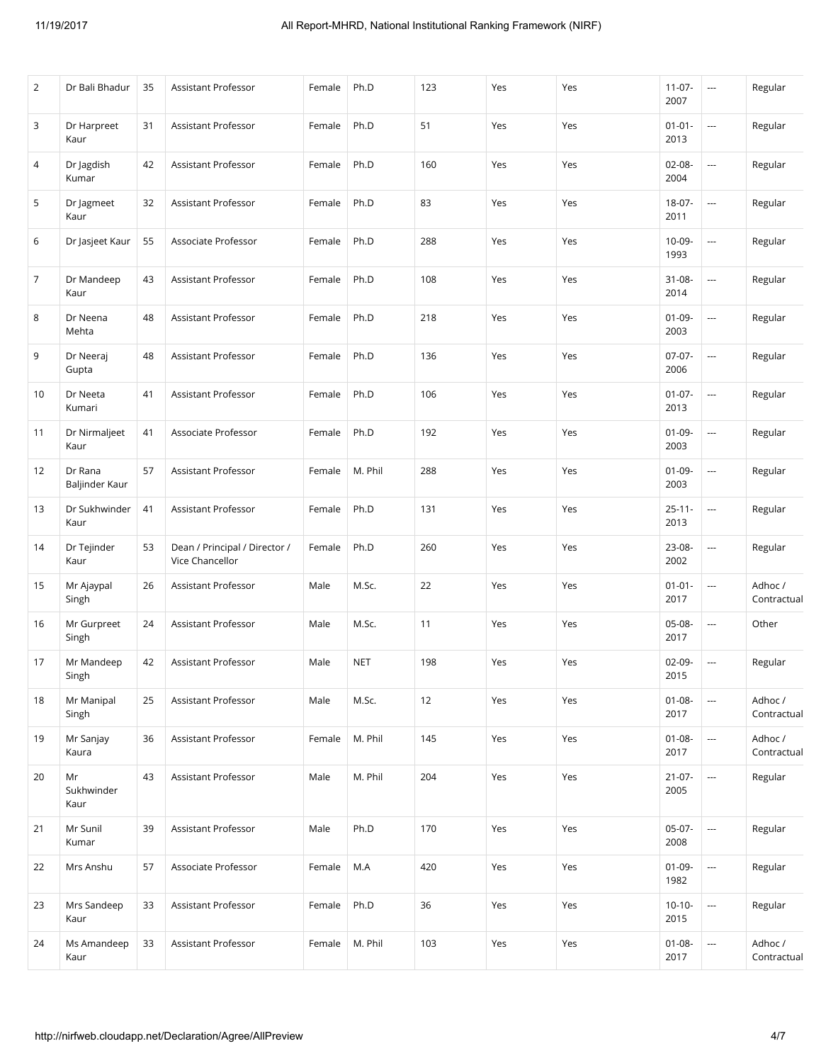| | | | | | | | | | | | |
|---|---|---|---|---|---|---|---|---|---|---|---|
| 2 | Dr Bali Bhadur | 35 | Assistant Professor | Female | Ph.D | 123 | Yes | Yes | 11-07-2007 | --- | Regular |
| 3 | Dr Harpreet Kaur | 31 | Assistant Professor | Female | Ph.D | 51 | Yes | Yes | 01-01-2013 | --- | Regular |
| 4 | Dr Jagdish Kumar | 42 | Assistant Professor | Female | Ph.D | 160 | Yes | Yes | 02-08-2004 | --- | Regular |
| 5 | Dr Jagmeet Kaur | 32 | Assistant Professor | Female | Ph.D | 83 | Yes | Yes | 18-07-2011 | --- | Regular |
| 6 | Dr Jasjeet Kaur | 55 | Associate Professor | Female | Ph.D | 288 | Yes | Yes | 10-09-1993 | --- | Regular |
| 7 | Dr Mandeep Kaur | 43 | Assistant Professor | Female | Ph.D | 108 | Yes | Yes | 31-08-2014 | --- | Regular |
| 8 | Dr Neena Mehta | 48 | Assistant Professor | Female | Ph.D | 218 | Yes | Yes | 01-09-2003 | --- | Regular |
| 9 | Dr Neeraj Gupta | 48 | Assistant Professor | Female | Ph.D | 136 | Yes | Yes | 07-07-2006 | --- | Regular |
| 10 | Dr Neeta Kumari | 41 | Assistant Professor | Female | Ph.D | 106 | Yes | Yes | 01-07-2013 | --- | Regular |
| 11 | Dr Nirmaljeet Kaur | 41 | Associate Professor | Female | Ph.D | 192 | Yes | Yes | 01-09-2003 | --- | Regular |
| 12 | Dr Rana Baljinder Kaur | 57 | Assistant Professor | Female | M. Phil | 288 | Yes | Yes | 01-09-2003 | --- | Regular |
| 13 | Dr Sukhwinder Kaur | 41 | Assistant Professor | Female | Ph.D | 131 | Yes | Yes | 25-11-2013 | --- | Regular |
| 14 | Dr Tejinder Kaur | 53 | Dean / Principal / Director / Vice Chancellor | Female | Ph.D | 260 | Yes | Yes | 23-08-2002 | --- | Regular |
| 15 | Mr Ajaypal Singh | 26 | Assistant Professor | Male | M.Sc. | 22 | Yes | Yes | 01-01-2017 | --- | Adhoc / Contractual |
| 16 | Mr Gurpreet Singh | 24 | Assistant Professor | Male | M.Sc. | 11 | Yes | Yes | 05-08-2017 | --- | Other |
| 17 | Mr Mandeep Singh | 42 | Assistant Professor | Male | NET | 198 | Yes | Yes | 02-09-2015 | --- | Regular |
| 18 | Mr Manipal Singh | 25 | Assistant Professor | Male | M.Sc. | 12 | Yes | Yes | 01-08-2017 | --- | Adhoc / Contractual |
| 19 | Mr Sanjay Kaura | 36 | Assistant Professor | Female | M. Phil | 145 | Yes | Yes | 01-08-2017 | --- | Adhoc / Contractual |
| 20 | Mr Sukhwinder Kaur | 43 | Assistant Professor | Male | M. Phil | 204 | Yes | Yes | 21-07-2005 | --- | Regular |
| 21 | Mr Sunil Kumar | 39 | Assistant Professor | Male | Ph.D | 170 | Yes | Yes | 05-07-2008 | --- | Regular |
| 22 | Mrs Anshu | 57 | Associate Professor | Female | M.A | 420 | Yes | Yes | 01-09-1982 | --- | Regular |
| 23 | Mrs Sandeep Kaur | 33 | Assistant Professor | Female | Ph.D | 36 | Yes | Yes | 10-10-2015 | --- | Regular |
| 24 | Ms Amandeep Kaur | 33 | Assistant Professor | Female | M. Phil | 103 | Yes | Yes | 01-08-2017 | --- | Adhoc / Contractual |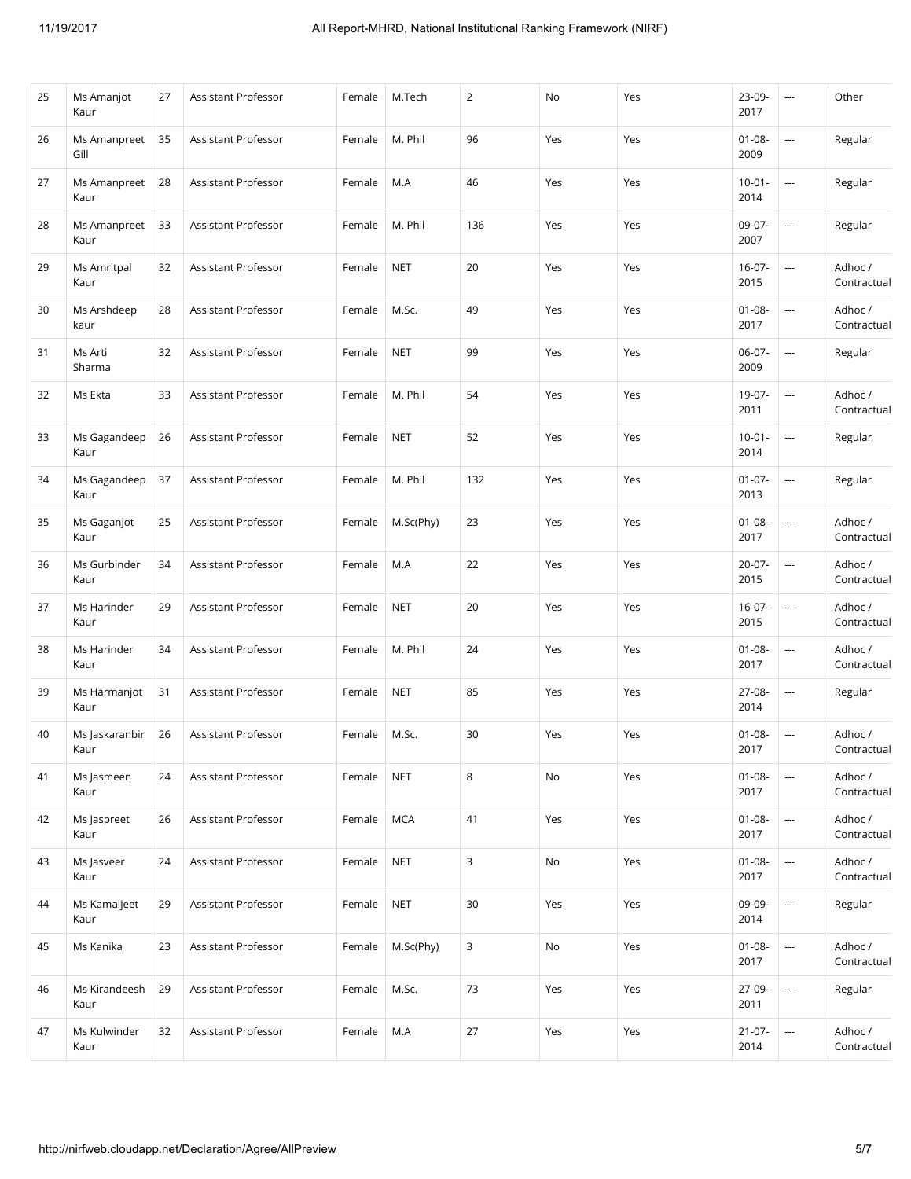| 25 | Ms Amanjot Kaur | 27 | Assistant Professor | Female | M.Tech | 2 | No | Yes | 23-09-2017 | --- | Other |
|---|---|---|---|---|---|---|---|---|---|---|---|
| 26 | Ms Amanpreet Gill | 35 | Assistant Professor | Female | M. Phil | 96 | Yes | Yes | 01-08-2009 | --- | Regular |
| 27 | Ms Amanpreet Kaur | 28 | Assistant Professor | Female | M.A | 46 | Yes | Yes | 10-01-2014 | --- | Regular |
| 28 | Ms Amanpreet Kaur | 33 | Assistant Professor | Female | M. Phil | 136 | Yes | Yes | 09-07-2007 | --- | Regular |
| 29 | Ms Amritpal Kaur | 32 | Assistant Professor | Female | NET | 20 | Yes | Yes | 16-07-2015 | --- | Adhoc / Contractual |
| 30 | Ms Arshdeep kaur | 28 | Assistant Professor | Female | M.Sc. | 49 | Yes | Yes | 01-08-2017 | --- | Adhoc / Contractual |
| 31 | Ms Arti Sharma | 32 | Assistant Professor | Female | NET | 99 | Yes | Yes | 06-07-2009 | --- | Regular |
| 32 | Ms Ekta | 33 | Assistant Professor | Female | M. Phil | 54 | Yes | Yes | 19-07-2011 | --- | Adhoc / Contractual |
| 33 | Ms Gagandeep Kaur | 26 | Assistant Professor | Female | NET | 52 | Yes | Yes | 10-01-2014 | --- | Regular |
| 34 | Ms Gagandeep Kaur | 37 | Assistant Professor | Female | M. Phil | 132 | Yes | Yes | 01-07-2013 | --- | Regular |
| 35 | Ms Gaganjot Kaur | 25 | Assistant Professor | Female | M.Sc(Phy) | 23 | Yes | Yes | 01-08-2017 | --- | Adhoc / Contractual |
| 36 | Ms Gurbinder Kaur | 34 | Assistant Professor | Female | M.A | 22 | Yes | Yes | 20-07-2015 | --- | Adhoc / Contractual |
| 37 | Ms Harinder Kaur | 29 | Assistant Professor | Female | NET | 20 | Yes | Yes | 16-07-2015 | --- | Adhoc / Contractual |
| 38 | Ms Harinder Kaur | 34 | Assistant Professor | Female | M. Phil | 24 | Yes | Yes | 01-08-2017 | --- | Adhoc / Contractual |
| 39 | Ms Harmanjot Kaur | 31 | Assistant Professor | Female | NET | 85 | Yes | Yes | 27-08-2014 | --- | Regular |
| 40 | Ms Jaskaranbir Kaur | 26 | Assistant Professor | Female | M.Sc. | 30 | Yes | Yes | 01-08-2017 | --- | Adhoc / Contractual |
| 41 | Ms Jasmeen Kaur | 24 | Assistant Professor | Female | NET | 8 | No | Yes | 01-08-2017 | --- | Adhoc / Contractual |
| 42 | Ms Jaspreet Kaur | 26 | Assistant Professor | Female | MCA | 41 | Yes | Yes | 01-08-2017 | --- | Adhoc / Contractual |
| 43 | Ms Jasveer Kaur | 24 | Assistant Professor | Female | NET | 3 | No | Yes | 01-08-2017 | --- | Adhoc / Contractual |
| 44 | Ms Kamaljeet Kaur | 29 | Assistant Professor | Female | NET | 30 | Yes | Yes | 09-09-2014 | --- | Regular |
| 45 | Ms Kanika | 23 | Assistant Professor | Female | M.Sc(Phy) | 3 | No | Yes | 01-08-2017 | --- | Adhoc / Contractual |
| 46 | Ms Kirandeesh Kaur | 29 | Assistant Professor | Female | M.Sc. | 73 | Yes | Yes | 27-09-2011 | --- | Regular |
| 47 | Ms Kulwinder Kaur | 32 | Assistant Professor | Female | M.A | 27 | Yes | Yes | 21-07-2014 | --- | Adhoc / Contractual |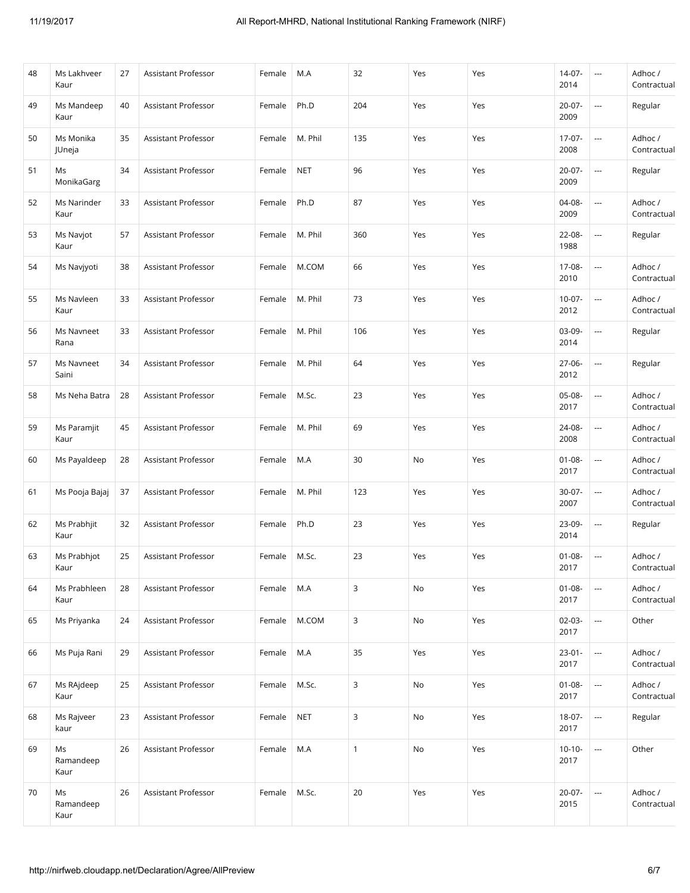| 48 | Ms Lakhveer Kaur | 27 | Assistant Professor | Female | M.A | 32 | Yes | Yes | 14-07-2014 | --- | Adhoc / Contractual |
|---|---|---|---|---|---|---|---|---|---|---|---|
| 49 | Ms Mandeep Kaur | 40 | Assistant Professor | Female | Ph.D | 204 | Yes | Yes | 20-07-2009 | --- | Regular |
| 50 | Ms Monika JUneja | 35 | Assistant Professor | Female | M. Phil | 135 | Yes | Yes | 17-07-2008 | --- | Adhoc / Contractual |
| 51 | Ms MonikaGarg | 34 | Assistant Professor | Female | NET | 96 | Yes | Yes | 20-07-2009 | --- | Regular |
| 52 | Ms Narinder Kaur | 33 | Assistant Professor | Female | Ph.D | 87 | Yes | Yes | 04-08-2009 | --- | Adhoc / Contractual |
| 53 | Ms Navjot Kaur | 57 | Assistant Professor | Female | M. Phil | 360 | Yes | Yes | 22-08-1988 | --- | Regular |
| 54 | Ms Navjyoti | 38 | Assistant Professor | Female | M.COM | 66 | Yes | Yes | 17-08-2010 | --- | Adhoc / Contractual |
| 55 | Ms Navleen Kaur | 33 | Assistant Professor | Female | M. Phil | 73 | Yes | Yes | 10-07-2012 | --- | Adhoc / Contractual |
| 56 | Ms Navneet Rana | 33 | Assistant Professor | Female | M. Phil | 106 | Yes | Yes | 03-09-2014 | --- | Regular |
| 57 | Ms Navneet Saini | 34 | Assistant Professor | Female | M. Phil | 64 | Yes | Yes | 27-06-2012 | --- | Regular |
| 58 | Ms Neha Batra | 28 | Assistant Professor | Female | M.Sc. | 23 | Yes | Yes | 05-08-2017 | --- | Adhoc / Contractual |
| 59 | Ms Paramjit Kaur | 45 | Assistant Professor | Female | M. Phil | 69 | Yes | Yes | 24-08-2008 | --- | Adhoc / Contractual |
| 60 | Ms Payaldeep | 28 | Assistant Professor | Female | M.A | 30 | No | Yes | 01-08-2017 | --- | Adhoc / Contractual |
| 61 | Ms Pooja Bajaj | 37 | Assistant Professor | Female | M. Phil | 123 | Yes | Yes | 30-07-2007 | --- | Adhoc / Contractual |
| 62 | Ms Prabhjit Kaur | 32 | Assistant Professor | Female | Ph.D | 23 | Yes | Yes | 23-09-2014 | --- | Regular |
| 63 | Ms Prabhjot Kaur | 25 | Assistant Professor | Female | M.Sc. | 23 | Yes | Yes | 01-08-2017 | --- | Adhoc / Contractual |
| 64 | Ms Prabhleen Kaur | 28 | Assistant Professor | Female | M.A | 3 | No | Yes | 01-08-2017 | --- | Adhoc / Contractual |
| 65 | Ms Priyanka | 24 | Assistant Professor | Female | M.COM | 3 | No | Yes | 02-03-2017 | --- | Other |
| 66 | Ms Puja Rani | 29 | Assistant Professor | Female | M.A | 35 | Yes | Yes | 23-01-2017 | --- | Adhoc / Contractual |
| 67 | Ms RAjdeep Kaur | 25 | Assistant Professor | Female | M.Sc. | 3 | No | Yes | 01-08-2017 | --- | Adhoc / Contractual |
| 68 | Ms Rajveer kaur | 23 | Assistant Professor | Female | NET | 3 | No | Yes | 18-07-2017 | --- | Regular |
| 69 | Ms Ramandeep Kaur | 26 | Assistant Professor | Female | M.A | 1 | No | Yes | 10-10-2017 | --- | Other |
| 70 | Ms Ramandeep Kaur | 26 | Assistant Professor | Female | M.Sc. | 20 | Yes | Yes | 20-07-2015 | --- | Adhoc / Contractual |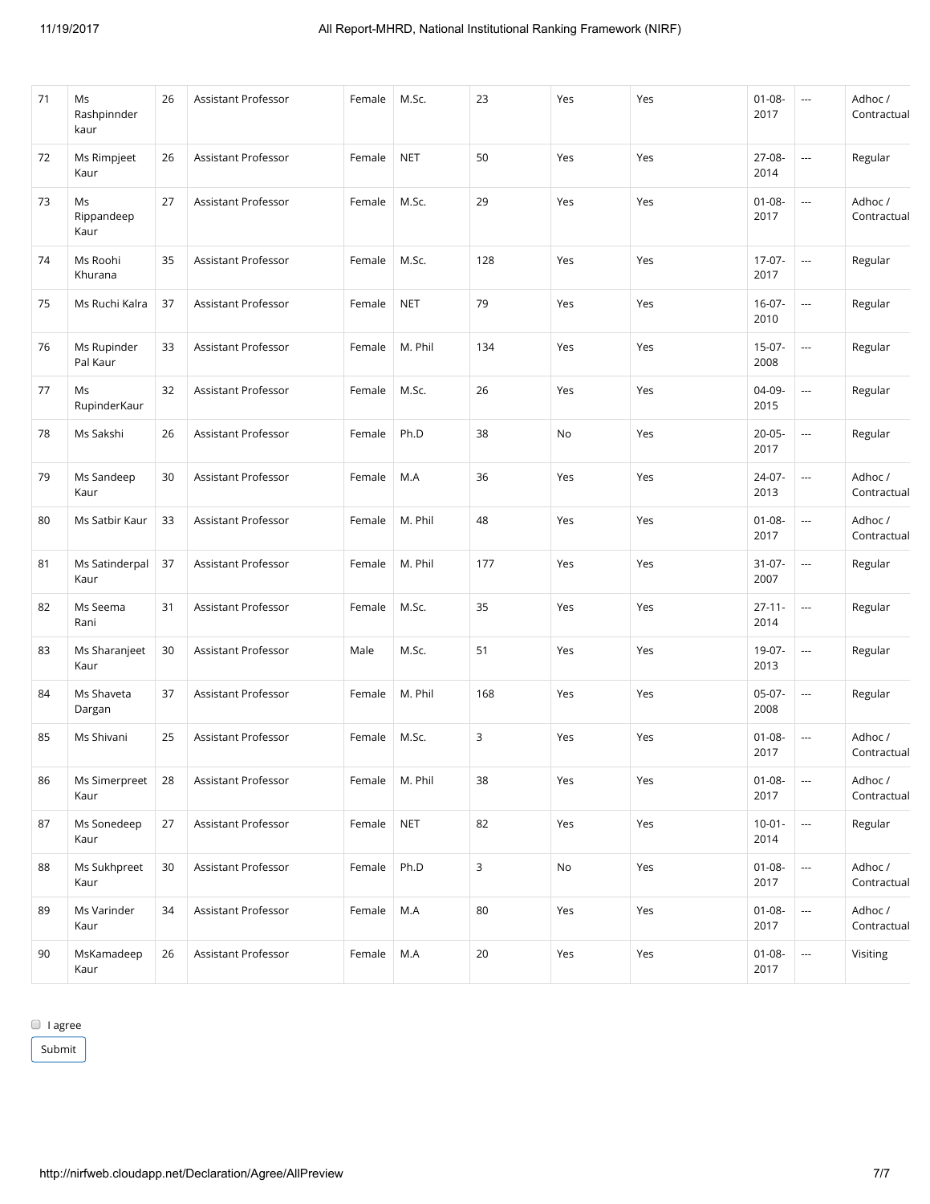| | | | | | | | | | | | |
|---|---|---|---|---|---|---|---|---|---|---|---|
| 71 | Ms Rashpinnder kaur | 26 | Assistant Professor | Female | M.Sc. | 23 | Yes | Yes | 01-08-2017 | --- | Adhoc / Contractual |
| 72 | Ms Rimpjeet Kaur | 26 | Assistant Professor | Female | NET | 50 | Yes | Yes | 27-08-2014 | --- | Regular |
| 73 | Ms Rippandeep Kaur | 27 | Assistant Professor | Female | M.Sc. | 29 | Yes | Yes | 01-08-2017 | --- | Adhoc / Contractual |
| 74 | Ms Roohi Khurana | 35 | Assistant Professor | Female | M.Sc. | 128 | Yes | Yes | 17-07-2017 | --- | Regular |
| 75 | Ms Ruchi Kalra | 37 | Assistant Professor | Female | NET | 79 | Yes | Yes | 16-07-2010 | --- | Regular |
| 76 | Ms Rupinder Pal Kaur | 33 | Assistant Professor | Female | M. Phil | 134 | Yes | Yes | 15-07-2008 | --- | Regular |
| 77 | Ms RupinderKaur | 32 | Assistant Professor | Female | M.Sc. | 26 | Yes | Yes | 04-09-2015 | --- | Regular |
| 78 | Ms Sakshi | 26 | Assistant Professor | Female | Ph.D | 38 | No | Yes | 20-05-2017 | --- | Regular |
| 79 | Ms Sandeep Kaur | 30 | Assistant Professor | Female | M.A | 36 | Yes | Yes | 24-07-2013 | --- | Adhoc / Contractual |
| 80 | Ms Satbir Kaur | 33 | Assistant Professor | Female | M. Phil | 48 | Yes | Yes | 01-08-2017 | --- | Adhoc / Contractual |
| 81 | Ms Satinderpal Kaur | 37 | Assistant Professor | Female | M. Phil | 177 | Yes | Yes | 31-07-2007 | --- | Regular |
| 82 | Ms Seema Rani | 31 | Assistant Professor | Female | M.Sc. | 35 | Yes | Yes | 27-11-2014 | --- | Regular |
| 83 | Ms Sharanjeet Kaur | 30 | Assistant Professor | Male | M.Sc. | 51 | Yes | Yes | 19-07-2013 | --- | Regular |
| 84 | Ms Shaveta Dargan | 37 | Assistant Professor | Female | M. Phil | 168 | Yes | Yes | 05-07-2008 | --- | Regular |
| 85 | Ms Shivani | 25 | Assistant Professor | Female | M.Sc. | 3 | Yes | Yes | 01-08-2017 | --- | Adhoc / Contractual |
| 86 | Ms Simerpreet Kaur | 28 | Assistant Professor | Female | M. Phil | 38 | Yes | Yes | 01-08-2017 | --- | Adhoc / Contractual |
| 87 | Ms Sonedeep Kaur | 27 | Assistant Professor | Female | NET | 82 | Yes | Yes | 10-01-2014 | --- | Regular |
| 88 | Ms Sukhpreet Kaur | 30 | Assistant Professor | Female | Ph.D | 3 | No | Yes | 01-08-2017 | --- | Adhoc / Contractual |
| 89 | Ms Varinder Kaur | 34 | Assistant Professor | Female | M.A | 80 | Yes | Yes | 01-08-2017 | --- | Adhoc / Contractual |
| 90 | MsKamadeep Kaur | 26 | Assistant Professor | Female | M.A | 20 | Yes | Yes | 01-08-2017 | --- | Visiting |

I agree

Submit